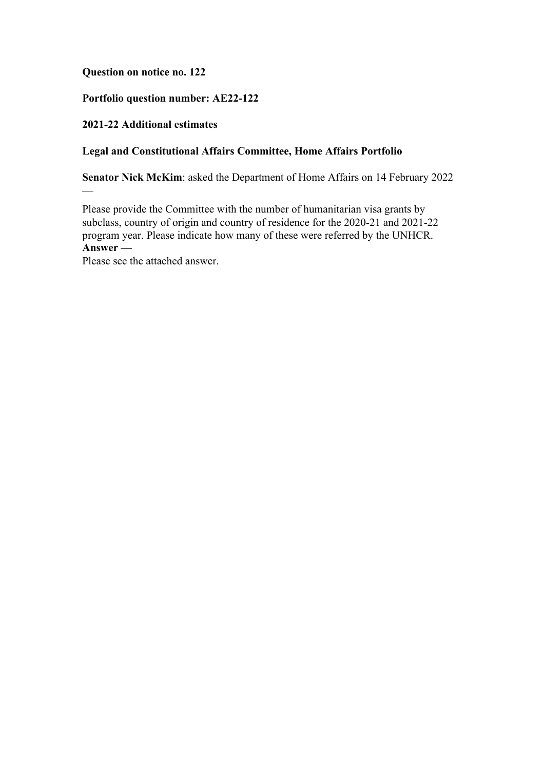**Question on notice no. 122**

**Portfolio question number: AE22-122**

**2021-22 Additional estimates**

**Legal and Constitutional Affairs Committee, Home Affairs Portfolio**

**Senator Nick McKim**: asked the Department of Home Affairs on 14 February 2022 —

Please provide the Committee with the number of humanitarian visa grants by subclass, country of origin and country of residence for the 2020-21 and 2021-22 program year. Please indicate how many of these were referred by the UNHCR.

**Answer —**

Please see the attached answer.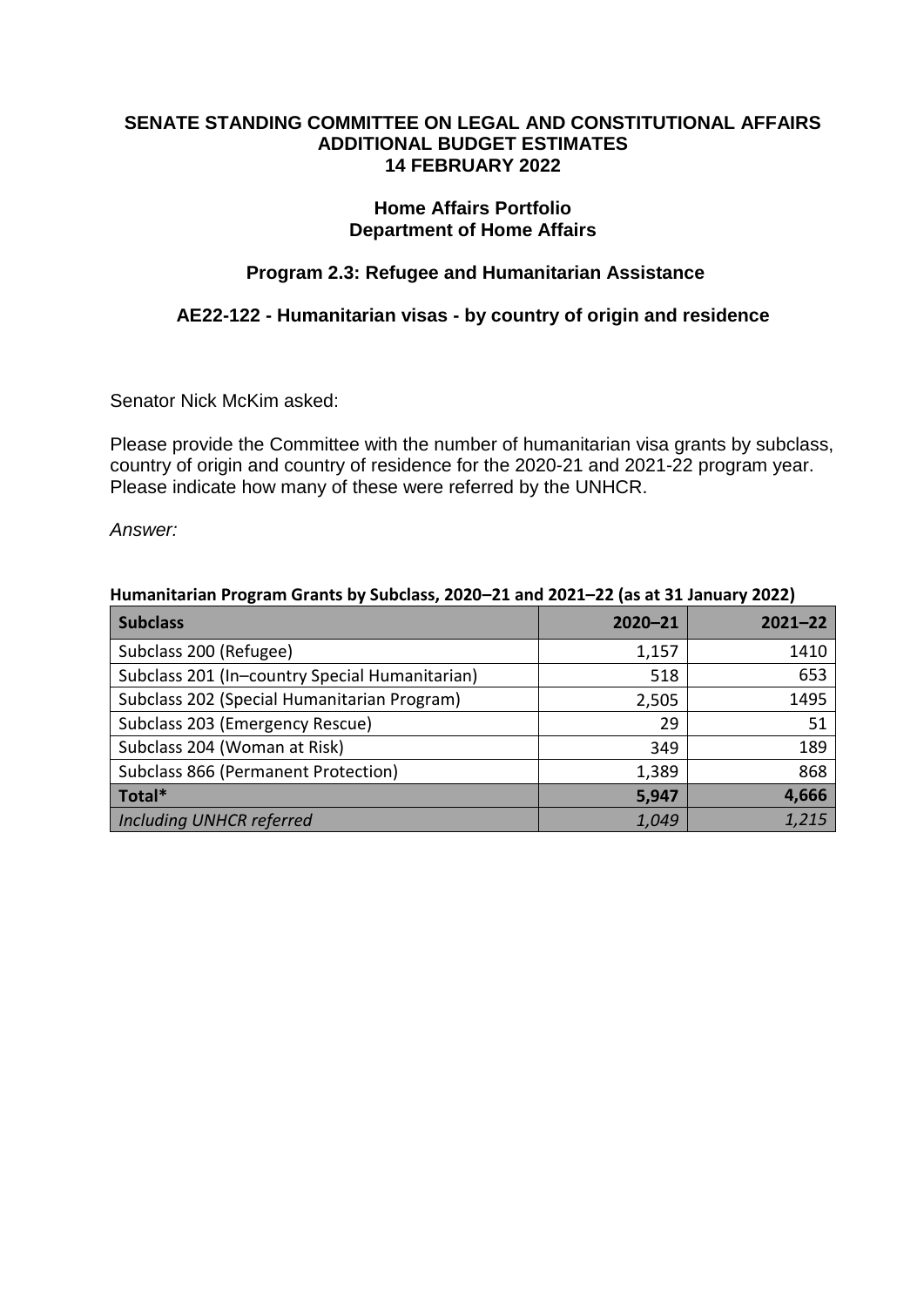**SENATE STANDING COMMITTEE ON LEGAL AND CONSTITUTIONAL AFFAIRS**
**ADDITIONAL BUDGET ESTIMATES**
**14 FEBRUARY 2022**

**Home Affairs Portfolio**
**Department of Home Affairs**

**Program 2.3: Refugee and Humanitarian Assistance**

**AE22-122 - Humanitarian visas - by country of origin and residence**

Senator Nick McKim asked:

Please provide the Committee with the number of humanitarian visa grants by subclass, country of origin and country of residence for the 2020-21 and 2021-22 program year. Please indicate how many of these were referred by the UNHCR.

*Answer:*

**Humanitarian Program Grants by Subclass, 2020–21 and 2021–22 (as at 31 January 2022)**

| Subclass | 2020–21 | 2021–22 |
|---|---|---|
| Subclass 200 (Refugee) | 1,157 | 1410 |
| Subclass 201 (In–country Special Humanitarian) | 518 | 653 |
| Subclass 202 (Special Humanitarian Program) | 2,505 | 1495 |
| Subclass 203 (Emergency Rescue) | 29 | 51 |
| Subclass 204 (Woman at Risk) | 349 | 189 |
| Subclass 866 (Permanent Protection) | 1,389 | 868 |
| **Total*** | **5,947** | **4,666** |
| *Including UNHCR referred* | *1,049* | *1,215* |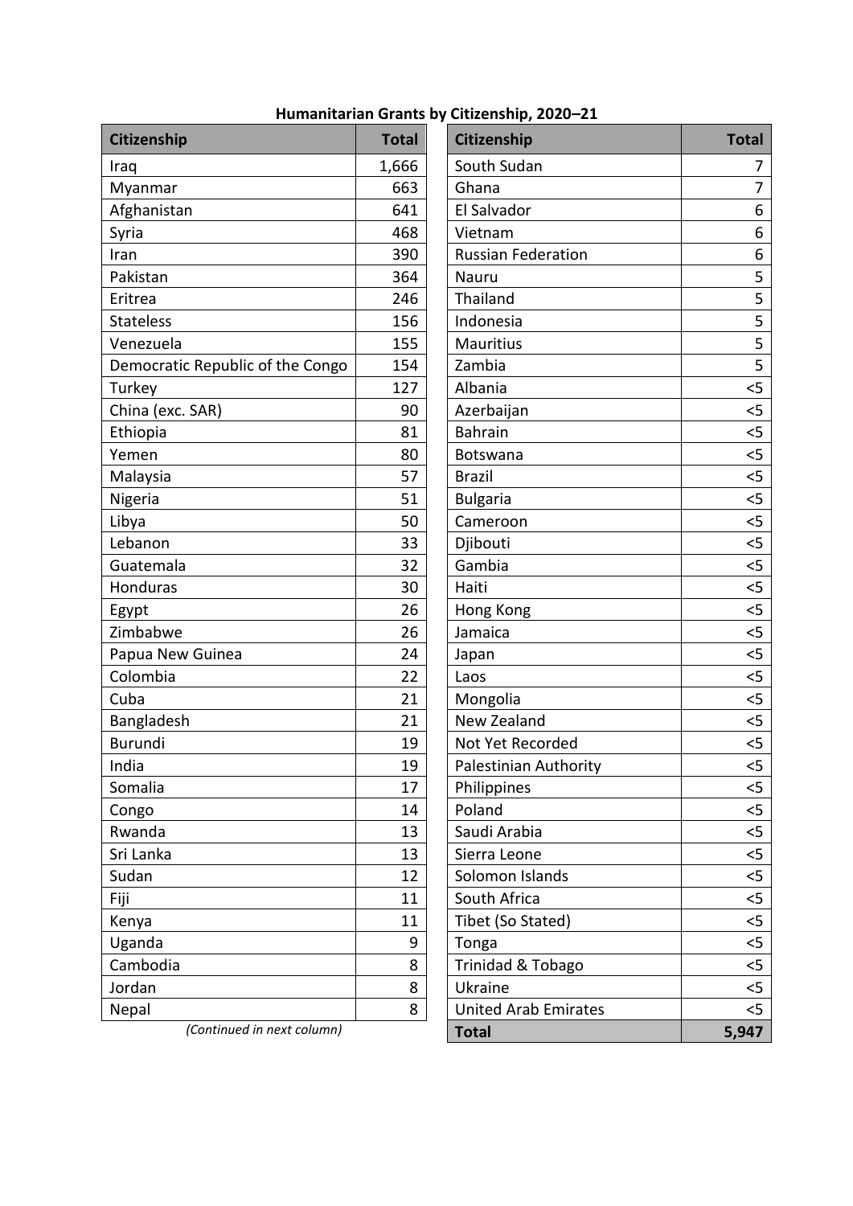**Humanitarian Grants by Citizenship, 2020–21**

| Citizenship | Total |
|---|---|
| Iraq | 1,666 |
| Myanmar | 663 |
| Afghanistan | 641 |
| Syria | 468 |
| Iran | 390 |
| Pakistan | 364 |
| Eritrea | 246 |
| Stateless | 156 |
| Venezuela | 155 |
| Democratic Republic of the Congo | 154 |
| Turkey | 127 |
| China (exc. SAR) | 90 |
| Ethiopia | 81 |
| Yemen | 80 |
| Malaysia | 57 |
| Nigeria | 51 |
| Libya | 50 |
| Lebanon | 33 |
| Guatemala | 32 |
| Honduras | 30 |
| Egypt | 26 |
| Zimbabwe | 26 |
| Papua New Guinea | 24 |
| Colombia | 22 |
| Cuba | 21 |
| Bangladesh | 21 |
| Burundi | 19 |
| India | 19 |
| Somalia | 17 |
| Congo | 14 |
| Rwanda | 13 |
| Sri Lanka | 13 |
| Sudan | 12 |
| Fiji | 11 |
| Kenya | 11 |
| Uganda | 9 |
| Cambodia | 8 |
| Jordan | 8 |
| Nepal | 8 |
| South Sudan | 7 |
| Ghana | 7 |
| El Salvador | 6 |
| Vietnam | 6 |
| Russian Federation | 6 |
| Nauru | 5 |
| Thailand | 5 |
| Indonesia | 5 |
| Mauritius | 5 |
| Zambia | 5 |
| Albania | <5 |
| Azerbaijan | <5 |
| Bahrain | <5 |
| Botswana | <5 |
| Brazil | <5 |
| Bulgaria | <5 |
| Cameroon | <5 |
| Djibouti | <5 |
| Gambia | <5 |
| Haiti | <5 |
| Hong Kong | <5 |
| Jamaica | <5 |
| Japan | <5 |
| Laos | <5 |
| Mongolia | <5 |
| New Zealand | <5 |
| Not Yet Recorded | <5 |
| Palestinian Authority | <5 |
| Philippines | <5 |
| Poland | <5 |
| Saudi Arabia | <5 |
| Sierra Leone | <5 |
| Solomon Islands | <5 |
| South Africa | <5 |
| Tibet (So Stated) | <5 |
| Tonga | <5 |
| Trinidad & Tobago | <5 |
| Ukraine | <5 |
| United Arab Emirates | <5 |
| **Total** | **5,947** |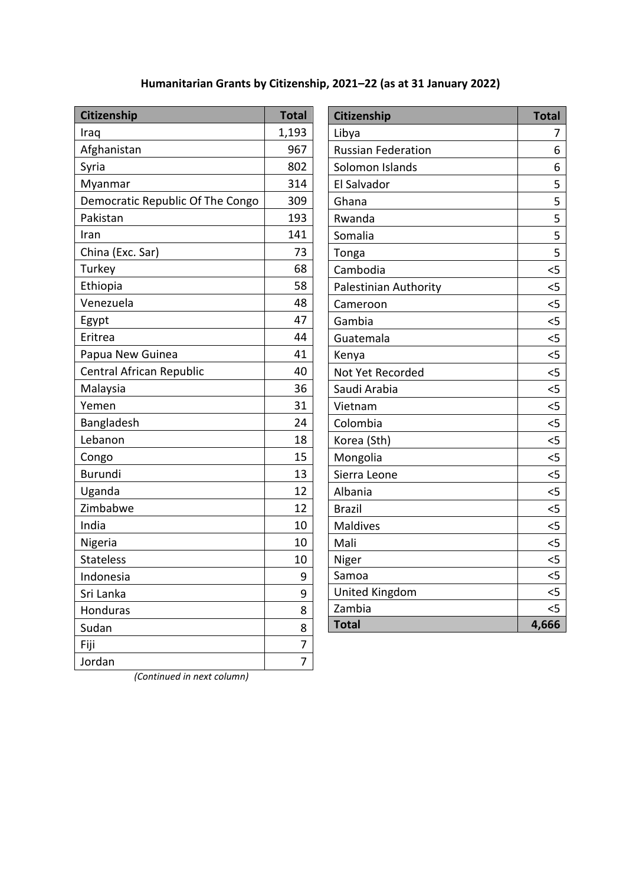**Humanitarian Grants by Citizenship, 2021–22 (as at 31 January 2022)**

| Citizenship | Total |
|---|---|
| Iraq | 1,193 |
| Afghanistan | 967 |
| Syria | 802 |
| Myanmar | 314 |
| Democratic Republic Of The Congo | 309 |
| Pakistan | 193 |
| Iran | 141 |
| China (Exc. Sar) | 73 |
| Turkey | 68 |
| Ethiopia | 58 |
| Venezuela | 48 |
| Egypt | 47 |
| Eritrea | 44 |
| Papua New Guinea | 41 |
| Central African Republic | 40 |
| Malaysia | 36 |
| Yemen | 31 |
| Bangladesh | 24 |
| Lebanon | 18 |
| Congo | 15 |
| Burundi | 13 |
| Uganda | 12 |
| Zimbabwe | 12 |
| India | 10 |
| Nigeria | 10 |
| Stateless | 10 |
| Indonesia | 9 |
| Sri Lanka | 9 |
| Honduras | 8 |
| Sudan | 8 |
| Fiji | 7 |
| Jordan | 7 |

*(Continued in next column)*

| Citizenship | Total |
|---|---|
| Libya | 7 |
| Russian Federation | 6 |
| Solomon Islands | 6 |
| El Salvador | 5 |
| Ghana | 5 |
| Rwanda | 5 |
| Somalia | 5 |
| Tonga | 5 |
| Cambodia | <5 |
| Palestinian Authority | <5 |
| Cameroon | <5 |
| Gambia | <5 |
| Guatemala | <5 |
| Kenya | <5 |
| Not Yet Recorded | <5 |
| Saudi Arabia | <5 |
| Vietnam | <5 |
| Colombia | <5 |
| Korea (Sth) | <5 |
| Mongolia | <5 |
| Sierra Leone | <5 |
| Albania | <5 |
| Brazil | <5 |
| Maldives | <5 |
| Mali | <5 |
| Niger | <5 |
| Samoa | <5 |
| United Kingdom | <5 |
| Zambia | <5 |
| **Total** | **4,666** |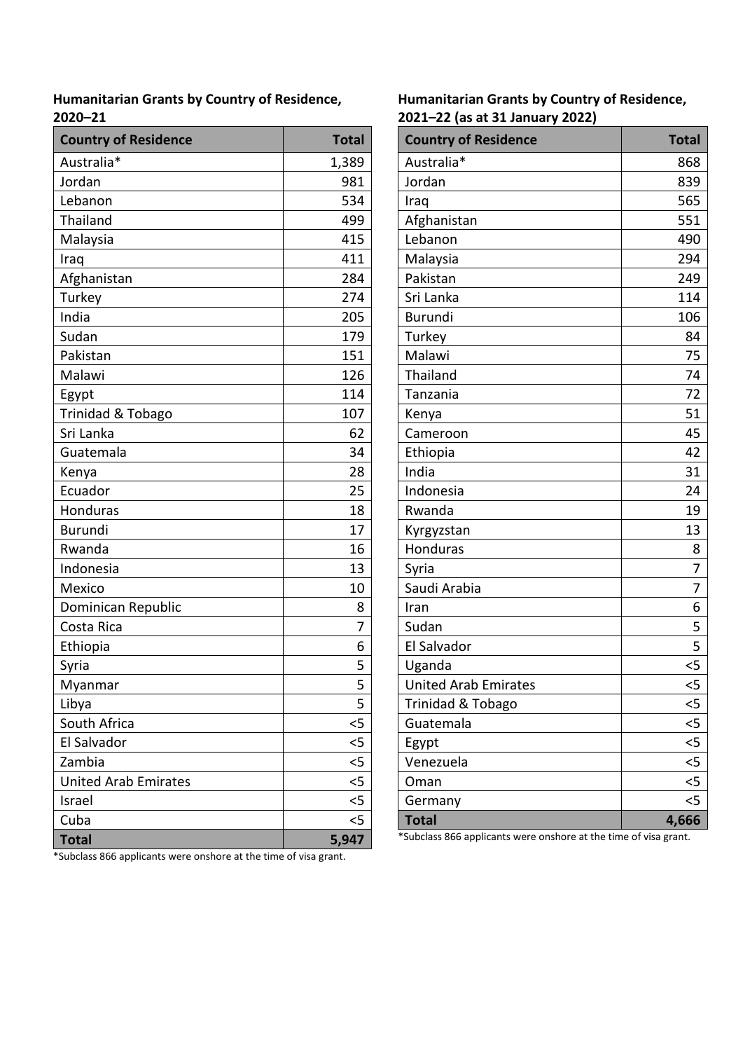**Humanitarian Grants by Country of Residence, 2020–21**

| Country of Residence | Total |
|---|---|
| Australia* | 1,389 |
| Jordan | 981 |
| Lebanon | 534 |
| Thailand | 499 |
| Malaysia | 415 |
| Iraq | 411 |
| Afghanistan | 284 |
| Turkey | 274 |
| India | 205 |
| Sudan | 179 |
| Pakistan | 151 |
| Malawi | 126 |
| Egypt | 114 |
| Trinidad & Tobago | 107 |
| Sri Lanka | 62 |
| Guatemala | 34 |
| Kenya | 28 |
| Ecuador | 25 |
| Honduras | 18 |
| Burundi | 17 |
| Rwanda | 16 |
| Indonesia | 13 |
| Mexico | 10 |
| Dominican Republic | 8 |
| Costa Rica | 7 |
| Ethiopia | 6 |
| Syria | 5 |
| Myanmar | 5 |
| Libya | 5 |
| South Africa | <5 |
| El Salvador | <5 |
| Zambia | <5 |
| United Arab Emirates | <5 |
| Israel | <5 |
| Cuba | <5 |
| **Total** | **5,947** |

*Subclass 866 applicants were onshore at the time of visa grant.

**Humanitarian Grants by Country of Residence, 2021–22 (as at 31 January 2022)**

| Country of Residence | Total |
|---|---|
| Australia* | 868 |
| Jordan | 839 |
| Iraq | 565 |
| Afghanistan | 551 |
| Lebanon | 490 |
| Malaysia | 294 |
| Pakistan | 249 |
| Sri Lanka | 114 |
| Burundi | 106 |
| Turkey | 84 |
| Malawi | 75 |
| Thailand | 74 |
| Tanzania | 72 |
| Kenya | 51 |
| Cameroon | 45 |
| Ethiopia | 42 |
| India | 31 |
| Indonesia | 24 |
| Rwanda | 19 |
| Kyrgyzstan | 13 |
| Honduras | 8 |
| Syria | 7 |
| Saudi Arabia | 7 |
| Iran | 6 |
| Sudan | 5 |
| El Salvador | 5 |
| Uganda | <5 |
| United Arab Emirates | <5 |
| Trinidad & Tobago | <5 |
| Guatemala | <5 |
| Egypt | <5 |
| Venezuela | <5 |
| Oman | <5 |
| Germany | <5 |
| **Total** | **4,666** |

*Subclass 866 applicants were onshore at the time of visa grant.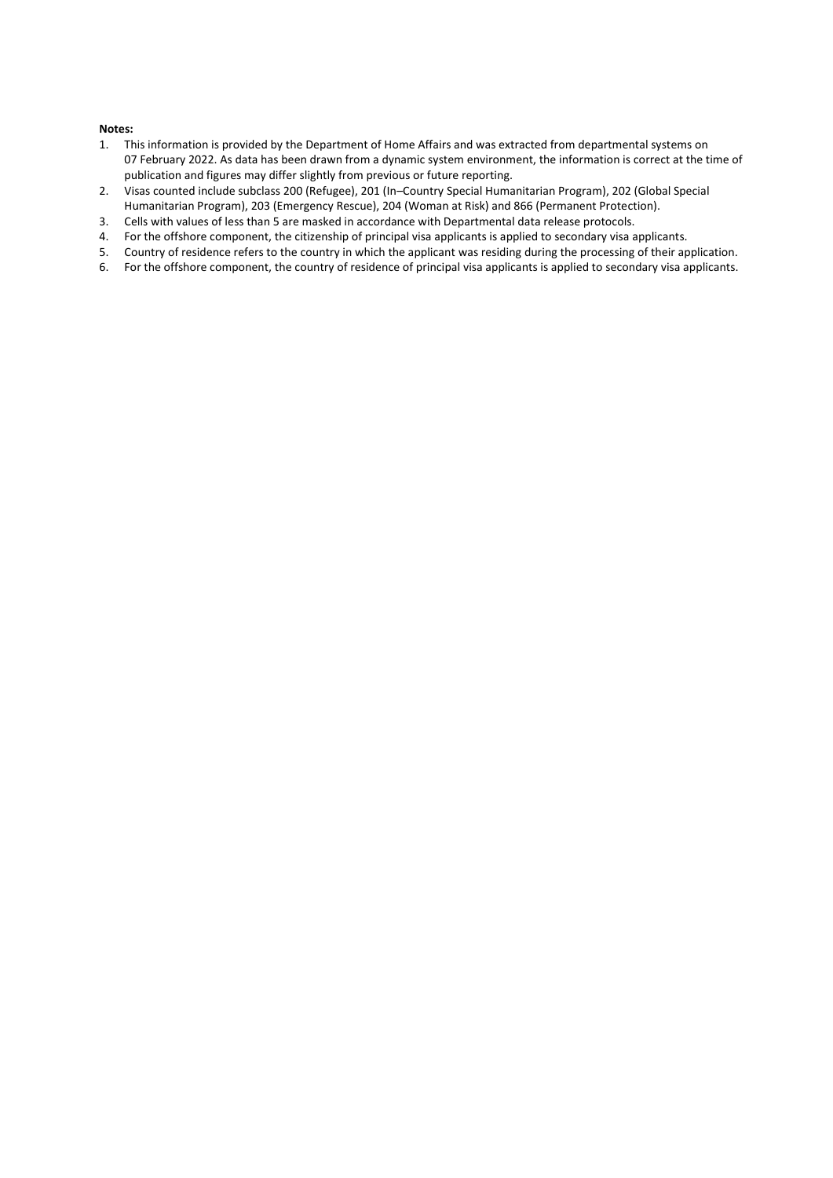**Notes:**

1. This information is provided by the Department of Home Affairs and was extracted from departmental systems on 07 February 2022. As data has been drawn from a dynamic system environment, the information is correct at the time of publication and figures may differ slightly from previous or future reporting.
2. Visas counted include subclass 200 (Refugee), 201 (In–Country Special Humanitarian Program), 202 (Global Special Humanitarian Program), 203 (Emergency Rescue), 204 (Woman at Risk) and 866 (Permanent Protection).
3. Cells with values of less than 5 are masked in accordance with Departmental data release protocols.
4. For the offshore component, the citizenship of principal visa applicants is applied to secondary visa applicants.
5. Country of residence refers to the country in which the applicant was residing during the processing of their application.
6. For the offshore component, the country of residence of principal visa applicants is applied to secondary visa applicants.